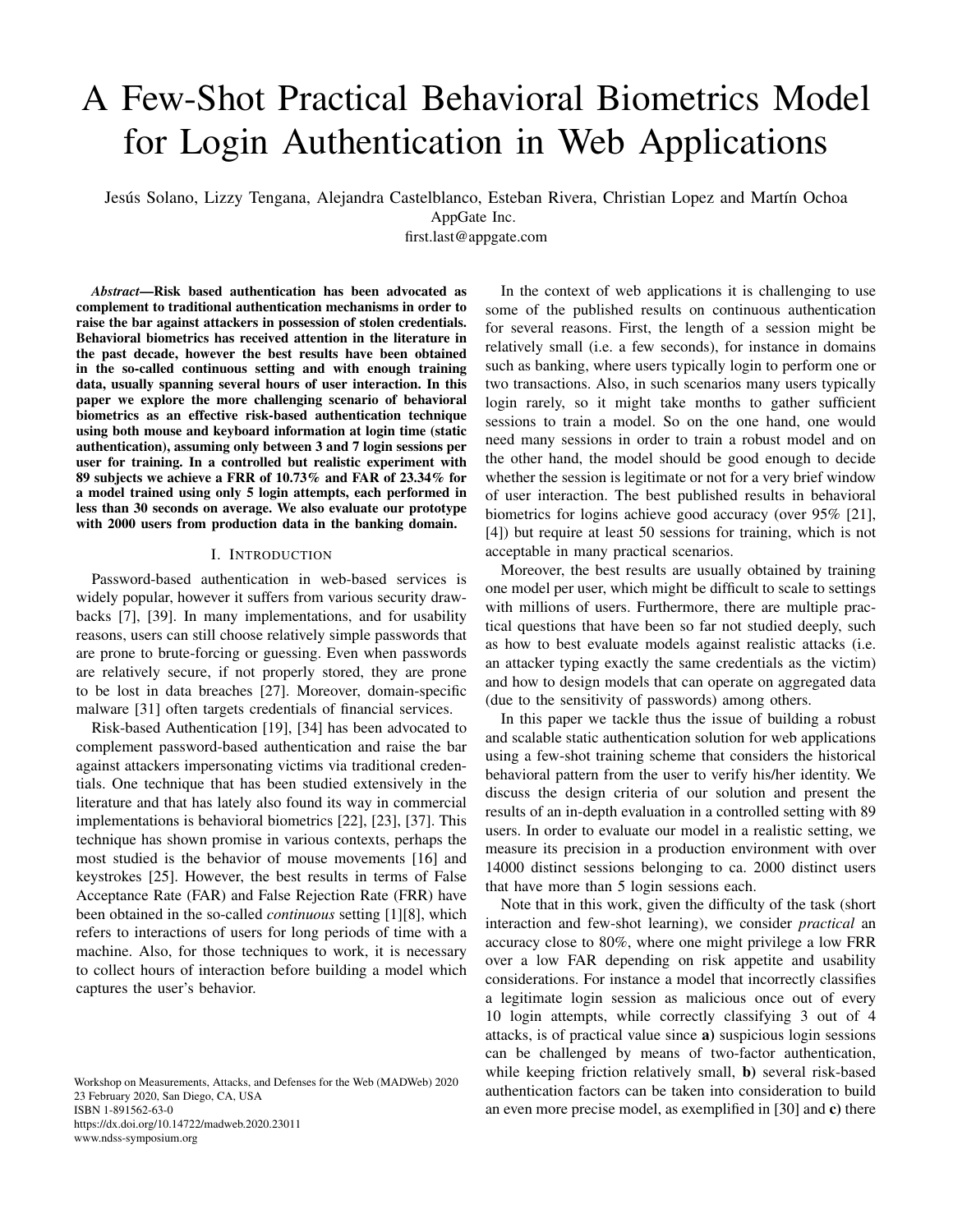# A Few-Shot Practical Behavioral Biometrics Model for Login Authentication in Web Applications

Jesús Solano, Lizzy Tengana, Alejandra Castelblanco, Esteban Rivera, Christian Lopez and Martín Ochoa
AppGate Inc.
first.last@appgate.com

***Abstract*—Risk based authentication has been advocated as complement to traditional authentication mechanisms in order to raise the bar against attackers in possession of stolen credentials. Behavioral biometrics has received attention in the literature in the past decade, however the best results have been obtained in the so-called continuous setting and with enough training data, usually spanning several hours of user interaction. In this paper we explore the more challenging scenario of behavioral biometrics as an effective risk-based authentication technique using both mouse and keyboard information at login time (static authentication), assuming only between 3 and 7 login sessions per user for training. In a controlled but realistic experiment with 89 subjects we achieve a FRR of 10.73% and FAR of 23.34% for a model trained using only 5 login attempts, each performed in less than 30 seconds on average. We also evaluate our prototype with 2000 users from production data in the banking domain.**

## I. Introduction

Password-based authentication in web-based services is widely popular, however it suffers from various security drawbacks [7], [39]. In many implementations, and for usability reasons, users can still choose relatively simple passwords that are prone to brute-forcing or guessing. Even when passwords are relatively secure, if not properly stored, they are prone to be lost in data breaches [27]. Moreover, domain-specific malware [31] often targets credentials of financial services.

Risk-based Authentication [19], [34] has been advocated to complement password-based authentication and raise the bar against attackers impersonating victims via traditional credentials. One technique that has been studied extensively in the literature and that has lately also found its way in commercial implementations is behavioral biometrics [22], [23], [37]. This technique has shown promise in various contexts, perhaps the most studied is the behavior of mouse movements [16] and keystrokes [25]. However, the best results in terms of False Acceptance Rate (FAR) and False Rejection Rate (FRR) have been obtained in the so-called *continuous* setting [1][8], which refers to interactions of users for long periods of time with a machine. Also, for those techniques to work, it is necessary to collect hours of interaction before building a model which captures the user's behavior.

Workshop on Measurements, Attacks, and Defenses for the Web (MADWeb) 2020
23 February 2020, San Diego, CA, USA
ISBN 1-891562-63-0
https://dx.doi.org/10.14722/madweb.2020.23011
www.ndss-symposium.org

In the context of web applications it is challenging to use some of the published results on continuous authentication for several reasons. First, the length of a session might be relatively small (i.e. a few seconds), for instance in domains such as banking, where users typically login to perform one or two transactions. Also, in such scenarios many users typically login rarely, so it might take months to gather sufficient sessions to train a model. So on the one hand, one would need many sessions in order to train a robust model and on the other hand, the model should be good enough to decide whether the session is legitimate or not for a very brief window of user interaction. The best published results in behavioral biometrics for logins achieve good accuracy (over 95% [21], [4]) but require at least 50 sessions for training, which is not acceptable in many practical scenarios.

Moreover, the best results are usually obtained by training one model per user, which might be difficult to scale to settings with millions of users. Furthermore, there are multiple practical questions that have been so far not studied deeply, such as how to best evaluate models against realistic attacks (i.e. an attacker typing exactly the same credentials as the victim) and how to design models that can operate on aggregated data (due to the sensitivity of passwords) among others.

In this paper we tackle thus the issue of building a robust and scalable static authentication solution for web applications using a few-shot training scheme that considers the historical behavioral pattern from the user to verify his/her identity. We discuss the design criteria of our solution and present the results of an in-depth evaluation in a controlled setting with 89 users. In order to evaluate our model in a realistic setting, we measure its precision in a production environment with over 14000 distinct sessions belonging to ca. 2000 distinct users that have more than 5 login sessions each.

Note that in this work, given the difficulty of the task (short interaction and few-shot learning), we consider *practical* an accuracy close to 80%, where one might privilege a low FRR over a low FAR depending on risk appetite and usability considerations. For instance a model that incorrectly classifies a legitimate login session as malicious once out of every 10 login attempts, while correctly classifying 3 out of 4 attacks, is of practical value since **a)** suspicious login sessions can be challenged by means of two-factor authentication, while keeping friction relatively small, **b)** several risk-based authentication factors can be taken into consideration to build an even more precise model, as exemplified in [30] and **c)** there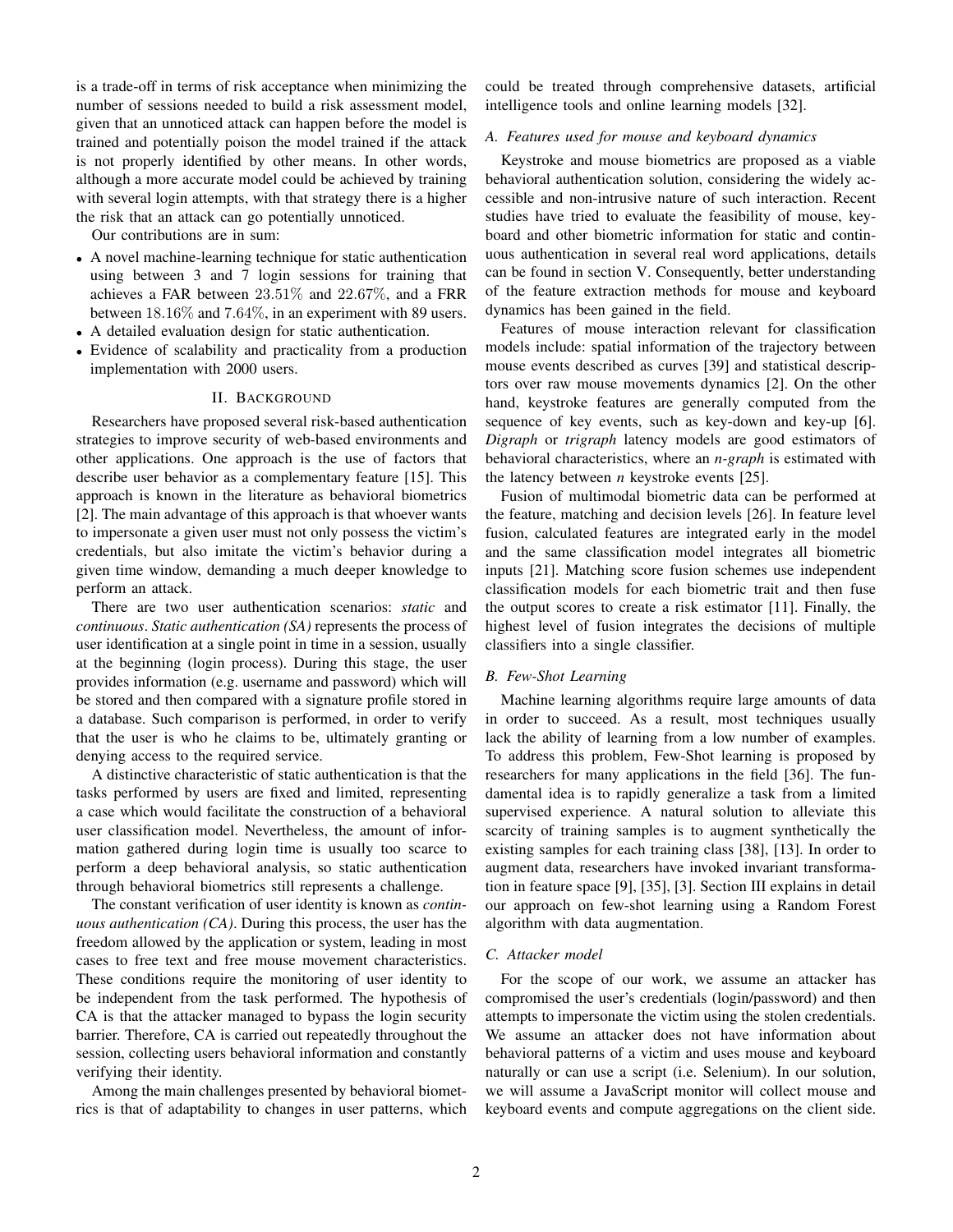is a trade-off in terms of risk acceptance when minimizing the number of sessions needed to build a risk assessment model, given that an unnoticed attack can happen before the model is trained and potentially poison the model trained if the attack is not properly identified by other means. In other words, although a more accurate model could be achieved by training with several login attempts, with that strategy there is a higher the risk that an attack can go potentially unnoticed.

Our contributions are in sum:

- A novel machine-learning technique for static authentication using between 3 and 7 login sessions for training that achieves a FAR between $23.51\%$ and $22.67\%$, and a FRR between $18.16\%$ and $7.64\%$, in an experiment with 89 users.
- A detailed evaluation design for static authentication.
- Evidence of scalability and practicality from a production implementation with 2000 users.

## II. Background

Researchers have proposed several risk-based authentication strategies to improve security of web-based environments and other applications. One approach is the use of factors that describe user behavior as a complementary feature [15]. This approach is known in the literature as behavioral biometrics [2]. The main advantage of this approach is that whoever wants to impersonate a given user must not only possess the victim's credentials, but also imitate the victim's behavior during a given time window, demanding a much deeper knowledge to perform an attack.

There are two user authentication scenarios: *static* and *continuous*. *Static authentication (SA)* represents the process of user identification at a single point in time in a session, usually at the beginning (login process). During this stage, the user provides information (e.g. username and password) which will be stored and then compared with a signature profile stored in a database. Such comparison is performed, in order to verify that the user is who he claims to be, ultimately granting or denying access to the required service.

A distinctive characteristic of static authentication is that the tasks performed by users are fixed and limited, representing a case which would facilitate the construction of a behavioral user classification model. Nevertheless, the amount of information gathered during login time is usually too scarce to perform a deep behavioral analysis, so static authentication through behavioral biometrics still represents a challenge.

The constant verification of user identity is known as *continuous authentication (CA)*. During this process, the user has the freedom allowed by the application or system, leading in most cases to free text and free mouse movement characteristics. These conditions require the monitoring of user identity to be independent from the task performed. The hypothesis of CA is that the attacker managed to bypass the login security barrier. Therefore, CA is carried out repeatedly throughout the session, collecting users behavioral information and constantly verifying their identity.

Among the main challenges presented by behavioral biometrics is that of adaptability to changes in user patterns, which could be treated through comprehensive datasets, artificial intelligence tools and online learning models [32].

### A. Features used for mouse and keyboard dynamics

Keystroke and mouse biometrics are proposed as a viable behavioral authentication solution, considering the widely accessible and non-intrusive nature of such interaction. Recent studies have tried to evaluate the feasibility of mouse, keyboard and other biometric information for static and continuous authentication in several real word applications, details can be found in section V. Consequently, better understanding of the feature extraction methods for mouse and keyboard dynamics has been gained in the field.

Features of mouse interaction relevant for classification models include: spatial information of the trajectory between mouse events described as curves [39] and statistical descriptors over raw mouse movements dynamics [2]. On the other hand, keystroke features are generally computed from the sequence of key events, such as key-down and key-up [6]. *Digraph* or *trigraph* latency models are good estimators of behavioral characteristics, where an *n-graph* is estimated with the latency between *n* keystroke events [25].

Fusion of multimodal biometric data can be performed at the feature, matching and decision levels [26]. In feature level fusion, calculated features are integrated early in the model and the same classification model integrates all biometric inputs [21]. Matching score fusion schemes use independent classification models for each biometric trait and then fuse the output scores to create a risk estimator [11]. Finally, the highest level of fusion integrates the decisions of multiple classifiers into a single classifier.

### B. Few-Shot Learning

Machine learning algorithms require large amounts of data in order to succeed. As a result, most techniques usually lack the ability of learning from a low number of examples. To address this problem, Few-Shot learning is proposed by researchers for many applications in the field [36]. The fundamental idea is to rapidly generalize a task from a limited supervised experience. A natural solution to alleviate this scarcity of training samples is to augment synthetically the existing samples for each training class [38], [13]. In order to augment data, researchers have invoked invariant transformation in feature space [9], [35], [3]. Section III explains in detail our approach on few-shot learning using a Random Forest algorithm with data augmentation.

### C. Attacker model

For the scope of our work, we assume an attacker has compromised the user's credentials (login/password) and then attempts to impersonate the victim using the stolen credentials. We assume an attacker does not have information about behavioral patterns of a victim and uses mouse and keyboard naturally or can use a script (i.e. Selenium). In our solution, we will assume a JavaScript monitor will collect mouse and keyboard events and compute aggregations on the client side.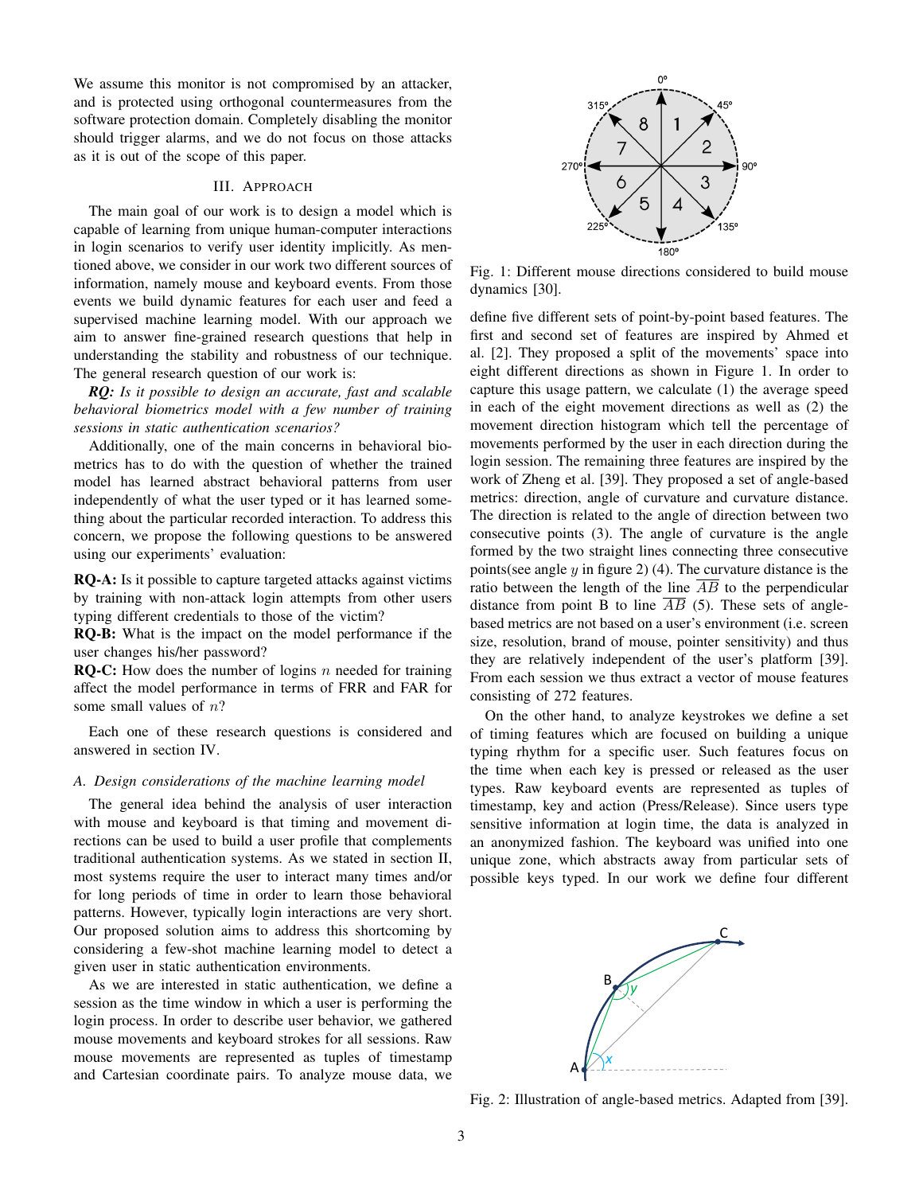We assume this monitor is not compromised by an attacker, and is protected using orthogonal countermeasures from the software protection domain. Completely disabling the monitor should trigger alarms, and we do not focus on those attacks as it is out of the scope of this paper.

## III. Approach

The main goal of our work is to design a model which is capable of learning from unique human-computer interactions in login scenarios to verify user identity implicitly. As mentioned above, we consider in our work two different sources of information, namely mouse and keyboard events. From those events we build dynamic features for each user and feed a supervised machine learning model. With our approach we aim to answer fine-grained research questions that help in understanding the stability and robustness of our technique. The general research question of our work is:

***RQ:*** *Is it possible to design an accurate, fast and scalable behavioral biometrics model with a few number of training sessions in static authentication scenarios?*

Additionally, one of the main concerns in behavioral biometrics has to do with the question of whether the trained model has learned abstract behavioral patterns from user independently of what the user typed or it has learned something about the particular recorded interaction. To address this concern, we propose the following questions to be answered using our experiments' evaluation:

**RQ-A:** Is it possible to capture targeted attacks against victims by training with non-attack login attempts from other users typing different credentials to those of the victim?

**RQ-B:** What is the impact on the model performance if the user changes his/her password?

**RQ-C:** How does the number of logins $n$ needed for training affect the model performance in terms of FRR and FAR for some small values of $n$?

Each one of these research questions is considered and answered in section IV.

### A. Design considerations of the machine learning model

The general idea behind the analysis of user interaction with mouse and keyboard is that timing and movement directions can be used to build a user profile that complements traditional authentication systems. As we stated in section II, most systems require the user to interact many times and/or for long periods of time in order to learn those behavioral patterns. However, typically login interactions are very short. Our proposed solution aims to address this shortcoming by considering a few-shot machine learning model to detect a given user in static authentication environments.

As we are interested in static authentication, we define a session as the time window in which a user is performing the login process. In order to describe user behavior, we gathered mouse movements and keyboard strokes for all sessions. Raw mouse movements are represented as tuples of timestamp and Cartesian coordinate pairs. To analyze mouse data, we define five different sets of point-by-point based features. The first and second set of features are inspired by Ahmed et al. [2]. They proposed a split of the movements' space into eight different directions as shown in Figure 1. In order to capture this usage pattern, we calculate (1) the average speed in each of the eight movement directions as well as (2) the movement direction histogram which tell the percentage of movements performed by the user in each direction during the login session. The remaining three features are inspired by the work of Zheng et al. [39]. They proposed a set of angle-based metrics: direction, angle of curvature and curvature distance. The direction is related to the angle of direction between two consecutive points (3). The angle of curvature is the angle formed by the two straight lines connecting three consecutive points(see angle $y$ in figure 2) (4). The curvature distance is the ratio between the length of the line $\overline{AB}$ to the perpendicular distance from point B to line $\overline{AB}$ (5). These sets of angle-based metrics are not based on a user's environment (i.e. screen size, resolution, brand of mouse, pointer sensitivity) and thus they are relatively independent of the user's platform [39]. From each session we thus extract a vector of mouse features consisting of 272 features.

Fig. 1: Different mouse directions considered to build mouse dynamics [30].

On the other hand, to analyze keystrokes we define a set of timing features which are focused on building a unique typing rhythm for a specific user. Such features focus on the time when each key is pressed or released as the user types. Raw keyboard events are represented as tuples of timestamp, key and action (Press/Release). Since users type sensitive information at login time, the data is analyzed in an anonymized fashion. The keyboard was unified into one unique zone, which abstracts away from particular sets of possible keys typed. In our work we define four different

Fig. 2: Illustration of angle-based metrics. Adapted from [39].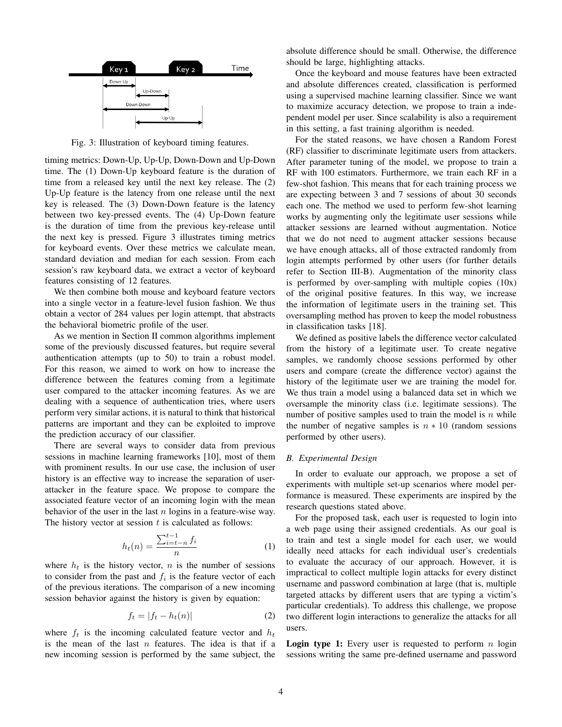Fig. 3: Illustration of keyboard timing features.

timing metrics: Down-Up, Up-Up, Down-Down and Up-Down time. The (1) Down-Up keyboard feature is the duration of time from a released key until the next key release. The (2) Up-Up feature is the latency from one release until the next key is released. The (3) Down-Down feature is the latency between two key-pressed events. The (4) Up-Down feature is the duration of time from the previous key-release until the next key is pressed. Figure 3 illustrates timing metrics for keyboard events. Over these metrics we calculate mean, standard deviation and median for each session. From each session's raw keyboard data, we extract a vector of keyboard features consisting of 12 features.

We then combine both mouse and keyboard feature vectors into a single vector in a feature-level fusion fashion. We thus obtain a vector of 284 values per login attempt, that abstracts the behavioral biometric profile of the user.

As we mention in Section II common algorithms implement some of the previously discussed features, but require several authentication attempts (up to 50) to train a robust model. For this reason, we aimed to work on how to increase the difference between the features coming from a legitimate user compared to the attacker incoming features. As we are dealing with a sequence of authentication tries, where users perform very similar actions, it is natural to think that historical patterns are important and they can be exploited to improve the prediction accuracy of our classifier.

There are several ways to consider data from previous sessions in machine learning frameworks [10], most of them with prominent results. In our use case, the inclusion of user history is an effective way to increase the separation of user-attacker in the feature space. We propose to compare the associated feature vector of an incoming login with the mean behavior of the user in the last $n$ logins in a feature-wise way. The history vector at session $t$ is calculated as follows:

$$h_t(n) = \frac{\sum_{i=t-n}^{t-1} f_i}{n} \tag{1}$$

where $h_t$ is the history vector, $n$ is the number of sessions to consider from the past and $f_i$ is the feature vector of each of the previous iterations. The comparison of a new incoming session behavior against the history is given by equation:

$$f_t = |f_t - h_t(n)| \tag{2}$$

where $f_t$ is the incoming calculated feature vector and $h_t$ is the mean of the last $n$ features. The idea is that if a new incoming session is performed by the same subject, the absolute difference should be small. Otherwise, the difference should be large, highlighting attacks.

Once the keyboard and mouse features have been extracted and absolute differences created, classification is performed using a supervised machine learning classifier. Since we want to maximize accuracy detection, we propose to train a independent model per user. Since scalability is also a requirement in this setting, a fast training algorithm is needed.

For the stated reasons, we have chosen a Random Forest (RF) classifier to discriminate legitimate users from attackers. After parameter tuning of the model, we propose to train a RF with 100 estimators. Furthermore, we train each RF in a few-shot fashion. This means that for each training process we are expecting between 3 and 7 sessions of about 30 seconds each one. The method we used to perform few-shot learning works by augmenting only the legitimate user sessions while attacker sessions are learned without augmentation. Notice that we do not need to augment attacker sessions because we have enough attacks, all of those extracted randomly from login attempts performed by other users (for further details refer to Section III-B). Augmentation of the minority class is performed by over-sampling with multiple copies (10x) of the original positive features. In this way, we increase the information of legitimate users in the training set. This oversampling method has proven to keep the model robustness in classification tasks [18].

We defined as positive labels the difference vector calculated from the history of a legitimate user. To create negative samples, we randomly choose sessions performed by other users and compare (create the difference vector) against the history of the legitimate user we are training the model for. We thus train a model using a balanced data set in which we oversample the minority class (i.e. legitimate sessions). The number of positive samples used to train the model is $n$ while the number of negative samples is $n * 10$ (random sessions performed by other users).

### B. Experimental Design

In order to evaluate our approach, we propose a set of experiments with multiple set-up scenarios where model performance is measured. These experiments are inspired by the research questions stated above.

For the proposed task, each user is requested to login into a web page using their assigned credentials. As our goal is to train and test a single model for each user, we would ideally need attacks for each individual user's credentials to evaluate the accuracy of our approach. However, it is impractical to collect multiple login attacks for every distinct username and password combination at large (that is, multiple targeted attacks by different users that are typing a victim's particular credentials). To address this challenge, we propose two different login interactions to generalize the attacks for all users.

**Login type 1:** Every user is requested to perform $n$ login sessions writing the same pre-defined username and password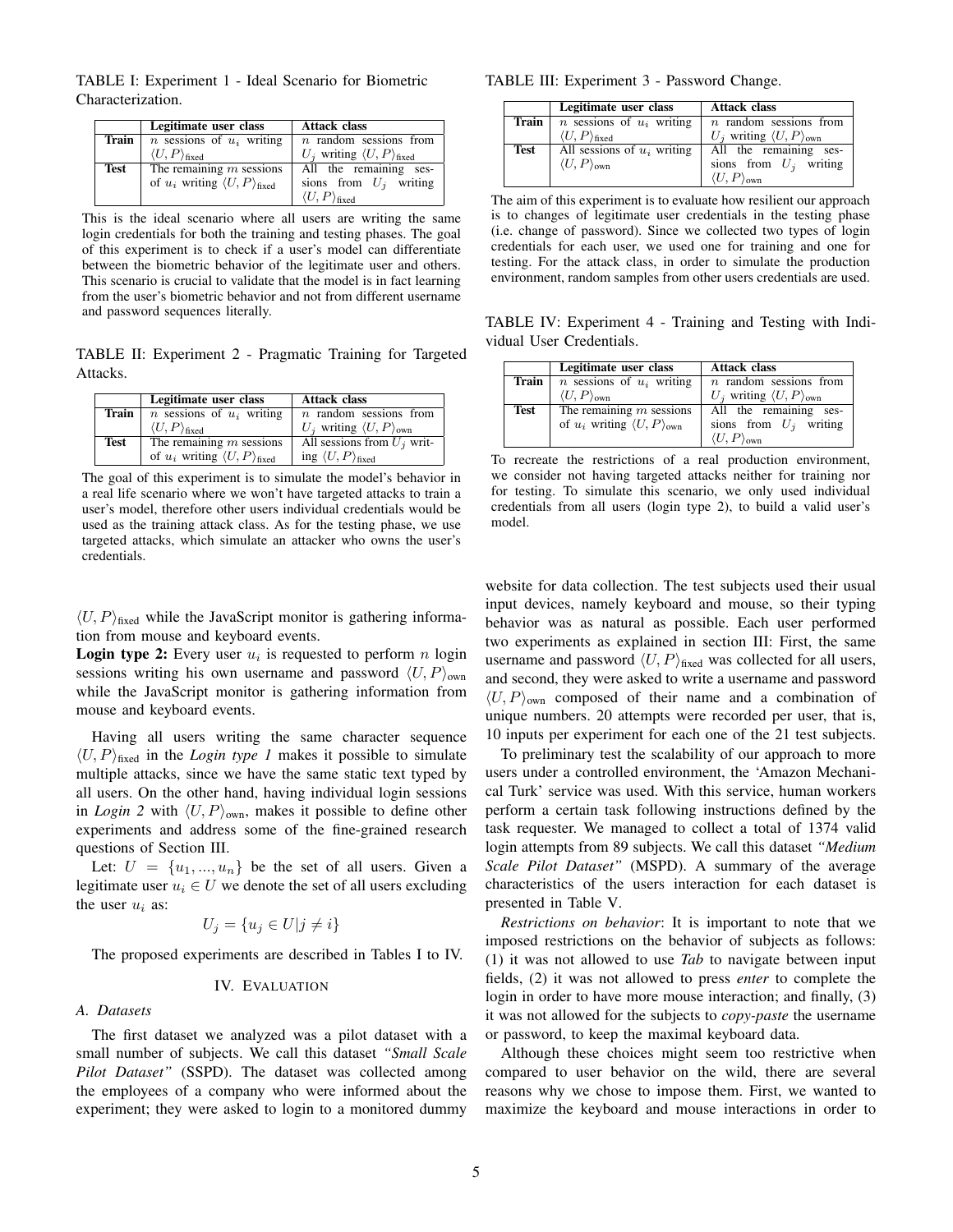TABLE I: Experiment 1 - Ideal Scenario for Biometric Characterization.

| | Legitimate user class | Attack class |
|---|---|---|
| **Train** | $n$ sessions of $u_i$ writing $\langle U, P\rangle_{\text{fixed}}$ | $n$ random sessions from $U_j$ writing $\langle U, P\rangle_{\text{fixed}}$ |
| **Test** | The remaining $m$ sessions of $u_i$ writing $\langle U, P\rangle_{\text{fixed}}$ | All the remaining sessions from $U_j$ writing $\langle U, P\rangle_{\text{fixed}}$ |

This is the ideal scenario where all users are writing the same login credentials for both the training and testing phases. The goal of this experiment is to check if a user's model can differentiate between the biometric behavior of the legitimate user and others. This scenario is crucial to validate that the model is in fact learning from the user's biometric behavior and not from different username and password sequences literally.

TABLE II: Experiment 2 - Pragmatic Training for Targeted Attacks.

| | Legitimate user class | Attack class |
|---|---|---|
| **Train** | $n$ sessions of $u_i$ writing $\langle U, P\rangle_{\text{fixed}}$ | $n$ random sessions from $U_j$ writing $\langle U, P\rangle_{\text{own}}$ |
| **Test** | The remaining $m$ sessions of $u_i$ writing $\langle U, P\rangle_{\text{fixed}}$ | All sessions from $U_j$ writing $\langle U, P\rangle_{\text{fixed}}$ |

The goal of this experiment is to simulate the model's behavior in a real life scenario where we won't have targeted attacks to train a user's model, therefore other users individual credentials would be used as the training attack class. As for the testing phase, we use targeted attacks, which simulate an attacker who owns the user's credentials.

TABLE III: Experiment 3 - Password Change.

| | Legitimate user class | Attack class |
|---|---|---|
| **Train** | $n$ sessions of $u_i$ writing $\langle U, P\rangle_{\text{fixed}}$ | $n$ random sessions from $U_j$ writing $\langle U, P\rangle_{\text{own}}$ |
| **Test** | All sessions of $u_i$ writing $\langle U, P\rangle_{\text{own}}$ | All the remaining sessions from $U_j$ writing $\langle U, P\rangle_{\text{own}}$ |

The aim of this experiment is to evaluate how resilient our approach is to changes of legitimate user credentials in the testing phase (i.e. change of password). Since we collected two types of login credentials for each user, we used one for training and one for testing. For the attack class, in order to simulate the production environment, random samples from other users credentials are used.

TABLE IV: Experiment 4 - Training and Testing with Individual User Credentials.

| | Legitimate user class | Attack class |
|---|---|---|
| **Train** | $n$ sessions of $u_i$ writing $\langle U, P\rangle_{\text{own}}$ | $n$ random sessions from $U_j$ writing $\langle U, P\rangle_{\text{own}}$ |
| **Test** | The remaining $m$ sessions of $u_i$ writing $\langle U, P\rangle_{\text{own}}$ | All the remaining sessions from $U_j$ writing $\langle U, P\rangle_{\text{own}}$ |

To recreate the restrictions of a real production environment, we consider not having targeted attacks neither for training nor for testing. To simulate this scenario, we only used individual credentials from all users (login type 2), to build a valid user's model.

$\langle U, P\rangle_{\text{fixed}}$ while the JavaScript monitor is gathering information from mouse and keyboard events.

**Login type 2:** Every user $u_i$ is requested to perform $n$ login sessions writing his own username and password $\langle U, P\rangle_{\text{own}}$ while the JavaScript monitor is gathering information from mouse and keyboard events.

Having all users writing the same character sequence $\langle U, P\rangle_{\text{fixed}}$ in the *Login type 1* makes it possible to simulate multiple attacks, since we have the same static text typed by all users. On the other hand, having individual login sessions in *Login 2* with $\langle U, P\rangle_{\text{own}}$, makes it possible to define other experiments and address some of the fine-grained research questions of Section III.

Let: $U = \{u_1, ..., u_n\}$ be the set of all users. Given a legitimate user $u_i \in U$ we denote the set of all users excluding the user $u_i$ as:

$$U_j = \{u_j \in U | j \neq i\}$$

The proposed experiments are described in Tables I to IV.

## IV. Evaluation

### A. Datasets

The first dataset we analyzed was a pilot dataset with a small number of subjects. We call this dataset *"Small Scale Pilot Dataset"* (SSPD). The dataset was collected among the employees of a company who were informed about the experiment; they were asked to login to a monitored dummy website for data collection. The test subjects used their usual input devices, namely keyboard and mouse, so their typing behavior was as natural as possible. Each user performed two experiments as explained in section III: First, the same username and password $\langle U, P\rangle_{\text{fixed}}$ was collected for all users, and second, they were asked to write a username and password $\langle U, P\rangle_{\text{own}}$ composed of their name and a combination of unique numbers. 20 attempts were recorded per user, that is, 10 inputs per experiment for each one of the 21 test subjects.

To preliminary test the scalability of our approach to more users under a controlled environment, the 'Amazon Mechanical Turk' service was used. With this service, human workers perform a certain task following instructions defined by the task requester. We managed to collect a total of 1374 valid login attempts from 89 subjects. We call this dataset *"Medium Scale Pilot Dataset"* (MSPD). A summary of the average characteristics of the users interaction for each dataset is presented in Table V.

*Restrictions on behavior*: It is important to note that we imposed restrictions on the behavior of subjects as follows: (1) it was not allowed to use *Tab* to navigate between input fields, (2) it was not allowed to press *enter* to complete the login in order to have more mouse interaction; and finally, (3) it was not allowed for the subjects to *copy-paste* the username or password, to keep the maximal keyboard data.

Although these choices might seem too restrictive when compared to user behavior on the wild, there are several reasons why we chose to impose them. First, we wanted to maximize the keyboard and mouse interactions in order to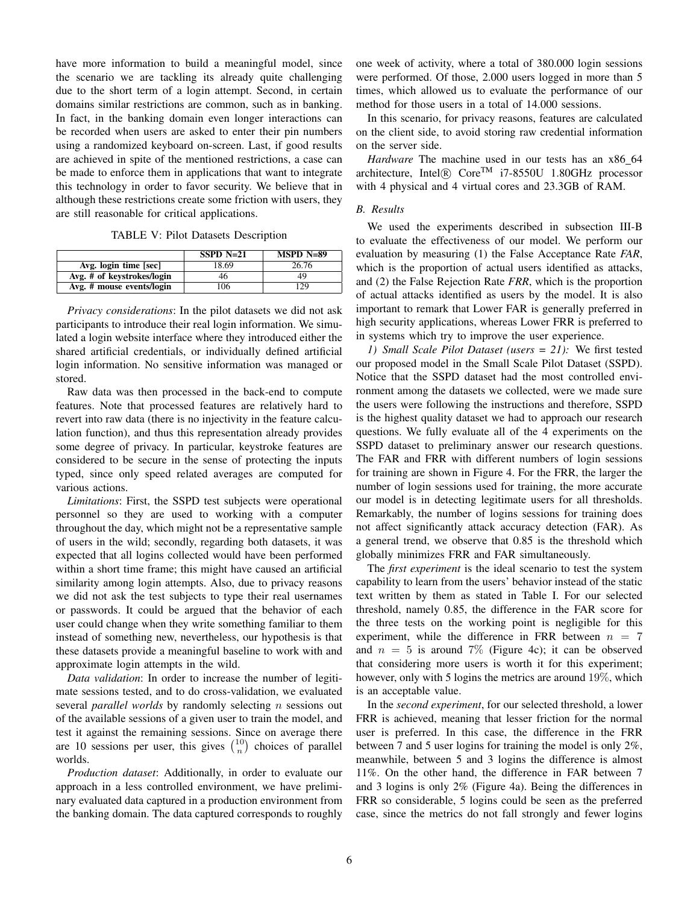have more information to build a meaningful model, since the scenario we are tackling its already quite challenging due to the short term of a login attempt. Second, in certain domains similar restrictions are common, such as in banking. In fact, in the banking domain even longer interactions can be recorded when users are asked to enter their pin numbers using a randomized keyboard on-screen. Last, if good results are achieved in spite of the mentioned restrictions, a case can be made to enforce them in applications that want to integrate this technology in order to favor security. We believe that in although these restrictions create some friction with users, they are still reasonable for critical applications.

TABLE V: Pilot Datasets Description

| | SSPD N=21 | MSPD N=89 |
|---|---|---|
| **Avg. login time [sec]** | 18.69 | 26.76 |
| **Avg. # of keystrokes/login** | 46 | 49 |
| **Avg. # mouse events/login** | 106 | 129 |

*Privacy considerations*: In the pilot datasets we did not ask participants to introduce their real login information. We simulated a login website interface where they introduced either the shared artificial credentials, or individually defined artificial login information. No sensitive information was managed or stored.

Raw data was then processed in the back-end to compute features. Note that processed features are relatively hard to revert into raw data (there is no injectivity in the feature calculation function), and thus this representation already provides some degree of privacy. In particular, keystroke features are considered to be secure in the sense of protecting the inputs typed, since only speed related averages are computed for various actions.

*Limitations*: First, the SSPD test subjects were operational personnel so they are used to working with a computer throughout the day, which might not be a representative sample of users in the wild; secondly, regarding both datasets, it was expected that all logins collected would have been performed within a short time frame; this might have caused an artificial similarity among login attempts. Also, due to privacy reasons we did not ask the test subjects to type their real usernames or passwords. It could be argued that the behavior of each user could change when they write something familiar to them instead of something new, nevertheless, our hypothesis is that these datasets provide a meaningful baseline to work with and approximate login attempts in the wild.

*Data validation*: In order to increase the number of legitimate sessions tested, and to do cross-validation, we evaluated several *parallel worlds* by randomly selecting $n$ sessions out of the available sessions of a given user to train the model, and test it against the remaining sessions. Since on average there are 10 sessions per user, this gives $\binom{10}{n}$ choices of parallel worlds.

*Production dataset*: Additionally, in order to evaluate our approach in a less controlled environment, we have preliminary evaluated data captured in a production environment from the banking domain. The data captured corresponds to roughly one week of activity, where a total of 380.000 login sessions were performed. Of those, 2.000 users logged in more than 5 times, which allowed us to evaluate the performance of our method for those users in a total of 14.000 sessions.

In this scenario, for privacy reasons, features are calculated on the client side, to avoid storing raw credential information on the server side.

*Hardware* The machine used in our tests has an x86_64 architecture, Intel® Core™ i7-8550U 1.80GHz processor with 4 physical and 4 virtual cores and 23.3GB of RAM.

### B. Results

We used the experiments described in subsection III-B to evaluate the effectiveness of our model. We perform our evaluation by measuring (1) the False Acceptance Rate *FAR*, which is the proportion of actual users identified as attacks, and (2) the False Rejection Rate *FRR*, which is the proportion of actual attacks identified as users by the model. It is also important to remark that Lower FAR is generally preferred in high security applications, whereas Lower FRR is preferred to in systems which try to improve the user experience.

*1) Small Scale Pilot Dataset (users = 21):* We first tested our proposed model in the Small Scale Pilot Dataset (SSPD). Notice that the SSPD dataset had the most controlled environment among the datasets we collected, were we made sure the users were following the instructions and therefore, SSPD is the highest quality dataset we had to approach our research questions. We fully evaluate all of the 4 experiments on the SSPD dataset to preliminary answer our research questions. The FAR and FRR with different numbers of login sessions for training are shown in Figure 4. For the FRR, the larger the number of login sessions used for training, the more accurate our model is in detecting legitimate users for all thresholds. Remarkably, the number of logins sessions for training does not affect significantly attack accuracy detection (FAR). As a general trend, we observe that 0.85 is the threshold which globally minimizes FRR and FAR simultaneously.

The *first experiment* is the ideal scenario to test the system capability to learn from the users' behavior instead of the static text written by them as stated in Table I. For our selected threshold, namely 0.85, the difference in the FAR score for the three tests on the working point is negligible for this experiment, while the difference in FRR between $n = 7$ and $n = 5$ is around $7\%$ (Figure 4c); it can be observed that considering more users is worth it for this experiment; however, only with 5 logins the metrics are around $19\%$, which is an acceptable value.

In the *second experiment*, for our selected threshold, a lower FRR is achieved, meaning that lesser friction for the normal user is preferred. In this case, the difference in the FRR between 7 and 5 user logins for training the model is only 2%, meanwhile, between 5 and 3 logins the difference is almost $11\%$. On the other hand, the difference in FAR between 7 and 3 logins is only 2% (Figure 4a). Being the differences in FRR so considerable, 5 logins could be seen as the preferred case, since the metrics do not fall strongly and fewer logins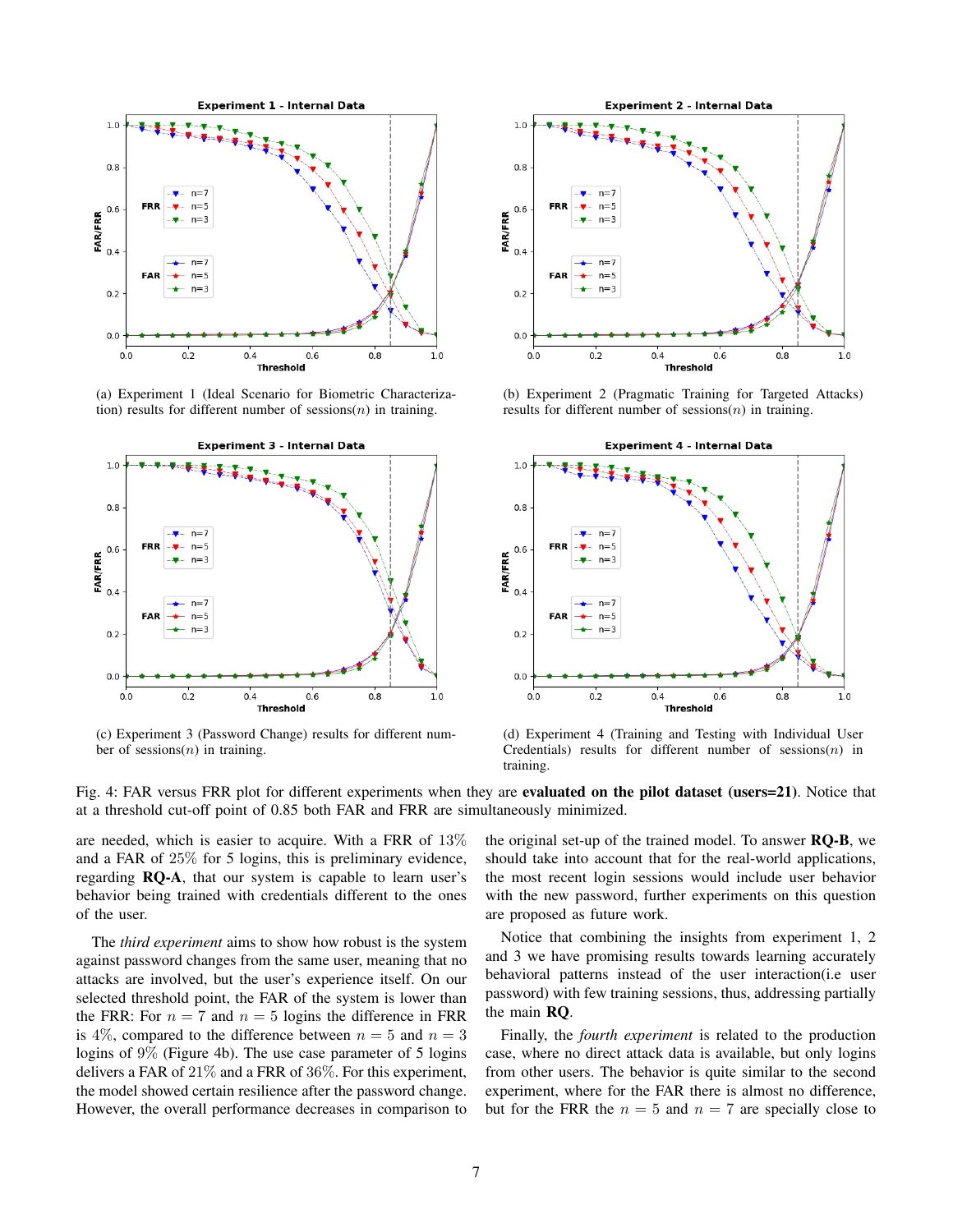(a) Experiment 1 (Ideal Scenario for Biometric Characterization) results for different number of sessions($n$) in training.

(b) Experiment 2 (Pragmatic Training for Targeted Attacks) results for different number of sessions($n$) in training.

(c) Experiment 3 (Password Change) results for different number of sessions($n$) in training.

(d) Experiment 4 (Training and Testing with Individual User Credentials) results for different number of sessions($n$) in training.

Fig. 4: FAR versus FRR plot for different experiments when they are **evaluated on the pilot dataset (users=21)**. Notice that at a threshold cut-off point of 0.85 both FAR and FRR are simultaneously minimized.

are needed, which is easier to acquire. With a FRR of 13% and a FAR of 25% for 5 logins, this is preliminary evidence, regarding **RQ-A**, that our system is capable to learn user's behavior being trained with credentials different to the ones of the user.

The *third experiment* aims to show how robust is the system against password changes from the same user, meaning that no attacks are involved, but the user's experience itself. On our selected threshold point, the FAR of the system is lower than the FRR: For $n = 7$ and $n = 5$ logins the difference in FRR is 4%, compared to the difference between $n = 5$ and $n = 3$ logins of 9% (Figure 4b). The use case parameter of 5 logins delivers a FAR of 21% and a FRR of 36%. For this experiment, the model showed certain resilience after the password change. However, the overall performance decreases in comparison to the original set-up of the trained model. To answer **RQ-B**, we should take into account that for the real-world applications, the most recent login sessions would include user behavior with the new password, further experiments on this question are proposed as future work.

Notice that combining the insights from experiment 1, 2 and 3 we have promising results towards learning accurately behavioral patterns instead of the user interaction(i.e user password) with few training sessions, thus, addressing partially the main **RQ**.

Finally, the *fourth experiment* is related to the production case, where no direct attack data is available, but only logins from other users. The behavior is quite similar to the second experiment, where for the FAR there is almost no difference, but for the FRR the $n = 5$ and $n = 7$ are specially close to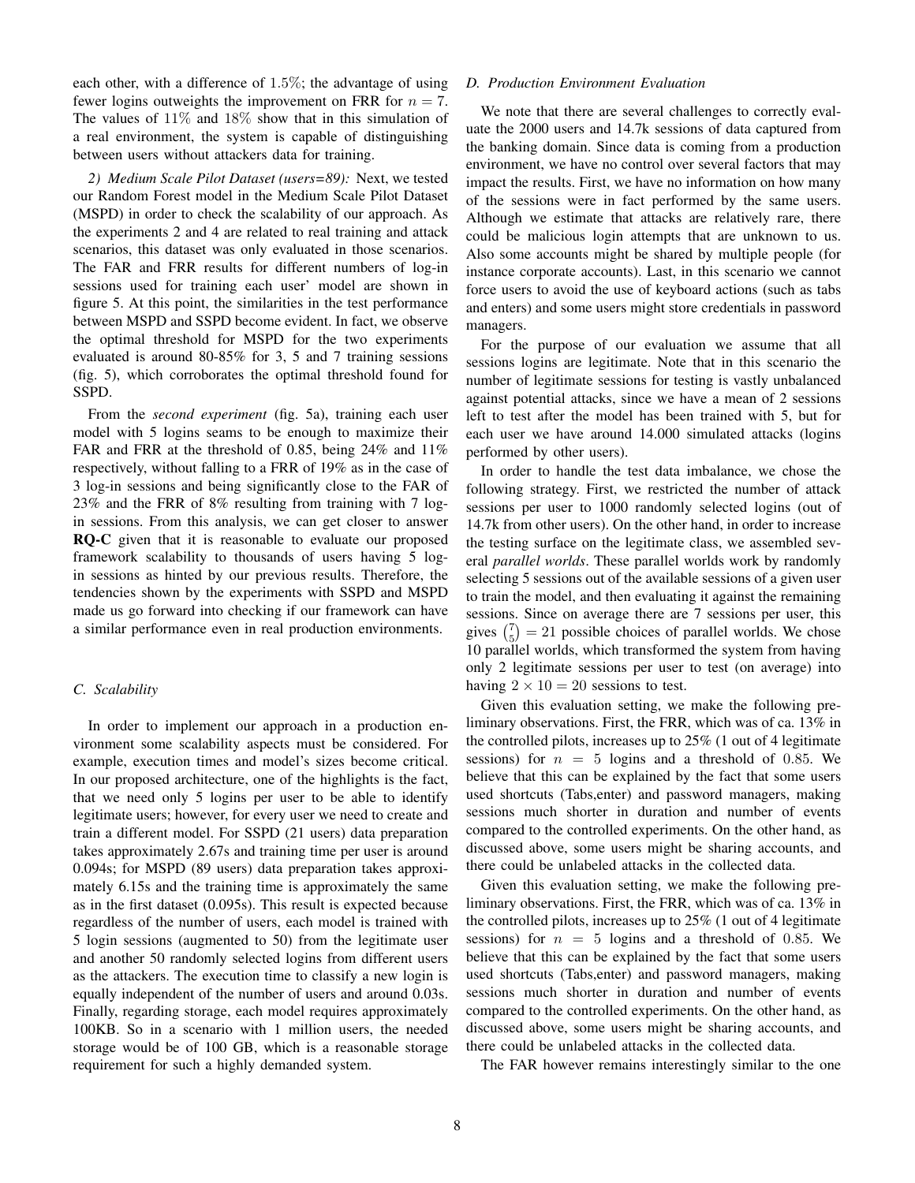each other, with a difference of $1.5\%$; the advantage of using fewer logins outweights the improvement on FRR for $n = 7$. The values of $11\%$ and $18\%$ show that in this simulation of a real environment, the system is capable of distinguishing between users without attackers data for training.

*2) Medium Scale Pilot Dataset (users=89):* Next, we tested our Random Forest model in the Medium Scale Pilot Dataset (MSPD) in order to check the scalability of our approach. As the experiments 2 and 4 are related to real training and attack scenarios, this dataset was only evaluated in those scenarios. The FAR and FRR results for different numbers of log-in sessions used for training each user' model are shown in figure 5. At this point, the similarities in the test performance between MSPD and SSPD become evident. In fact, we observe the optimal threshold for MSPD for the two experiments evaluated is around 80-85% for 3, 5 and 7 training sessions (fig. 5), which corroborates the optimal threshold found for SSPD.

From the *second experiment* (fig. 5a), training each user model with 5 logins seams to be enough to maximize their FAR and FRR at the threshold of 0.85, being 24% and 11% respectively, without falling to a FRR of 19% as in the case of 3 log-in sessions and being significantly close to the FAR of 23% and the FRR of 8% resulting from training with 7 log-in sessions. From this analysis, we can get closer to answer **RQ-C** given that it is reasonable to evaluate our proposed framework scalability to thousands of users having 5 log-in sessions as hinted by our previous results. Therefore, the tendencies shown by the experiments with SSPD and MSPD made us go forward into checking if our framework can have a similar performance even in real production environments.

### C. Scalability

In order to implement our approach in a production environment some scalability aspects must be considered. For example, execution times and model's sizes become critical. In our proposed architecture, one of the highlights is the fact, that we need only 5 logins per user to be able to identify legitimate users; however, for every user we need to create and train a different model. For SSPD (21 users) data preparation takes approximately 2.67s and training time per user is around 0.094s; for MSPD (89 users) data preparation takes approximately 6.15s and the training time is approximately the same as in the first dataset (0.095s). This result is expected because regardless of the number of users, each model is trained with 5 login sessions (augmented to 50) from the legitimate user and another 50 randomly selected logins from different users as the attackers. The execution time to classify a new login is equally independent of the number of users and around 0.03s. Finally, regarding storage, each model requires approximately 100KB. So in a scenario with 1 million users, the needed storage would be of 100 GB, which is a reasonable storage requirement for such a highly demanded system.

### D. Production Environment Evaluation

We note that there are several challenges to correctly evaluate the 2000 users and 14.7k sessions of data captured from the banking domain. Since data is coming from a production environment, we have no control over several factors that may impact the results. First, we have no information on how many of the sessions were in fact performed by the same users. Although we estimate that attacks are relatively rare, there could be malicious login attempts that are unknown to us. Also some accounts might be shared by multiple people (for instance corporate accounts). Last, in this scenario we cannot force users to avoid the use of keyboard actions (such as tabs and enters) and some users might store credentials in password managers.

For the purpose of our evaluation we assume that all sessions logins are legitimate. Note that in this scenario the number of legitimate sessions for testing is vastly unbalanced against potential attacks, since we have a mean of 2 sessions left to test after the model has been trained with 5, but for each user we have around 14.000 simulated attacks (logins performed by other users).

In order to handle the test data imbalance, we chose the following strategy. First, we restricted the number of attack sessions per user to 1000 randomly selected logins (out of 14.7k from other users). On the other hand, in order to increase the testing surface on the legitimate class, we assembled several *parallel worlds*. These parallel worlds work by randomly selecting 5 sessions out of the available sessions of a given user to train the model, and then evaluating it against the remaining sessions. Since on average there are 7 sessions per user, this gives $\binom{7}{5} = 21$ possible choices of parallel worlds. We chose 10 parallel worlds, which transformed the system from having only 2 legitimate sessions per user to test (on average) into having $2 \times 10 = 20$ sessions to test.

Given this evaluation setting, we make the following preliminary observations. First, the FRR, which was of ca. 13% in the controlled pilots, increases up to 25% (1 out of 4 legitimate sessions) for $n = 5$ logins and a threshold of $0.85$. We believe that this can be explained by the fact that some users used shortcuts (Tabs,enter) and password managers, making sessions much shorter in duration and number of events compared to the controlled experiments. On the other hand, as discussed above, some users might be sharing accounts, and there could be unlabeled attacks in the collected data.

Given this evaluation setting, we make the following preliminary observations. First, the FRR, which was of ca. 13% in the controlled pilots, increases up to 25% (1 out of 4 legitimate sessions) for $n = 5$ logins and a threshold of $0.85$. We believe that this can be explained by the fact that some users used shortcuts (Tabs,enter) and password managers, making sessions much shorter in duration and number of events compared to the controlled experiments. On the other hand, as discussed above, some users might be sharing accounts, and there could be unlabeled attacks in the collected data.

The FAR however remains interestingly similar to the one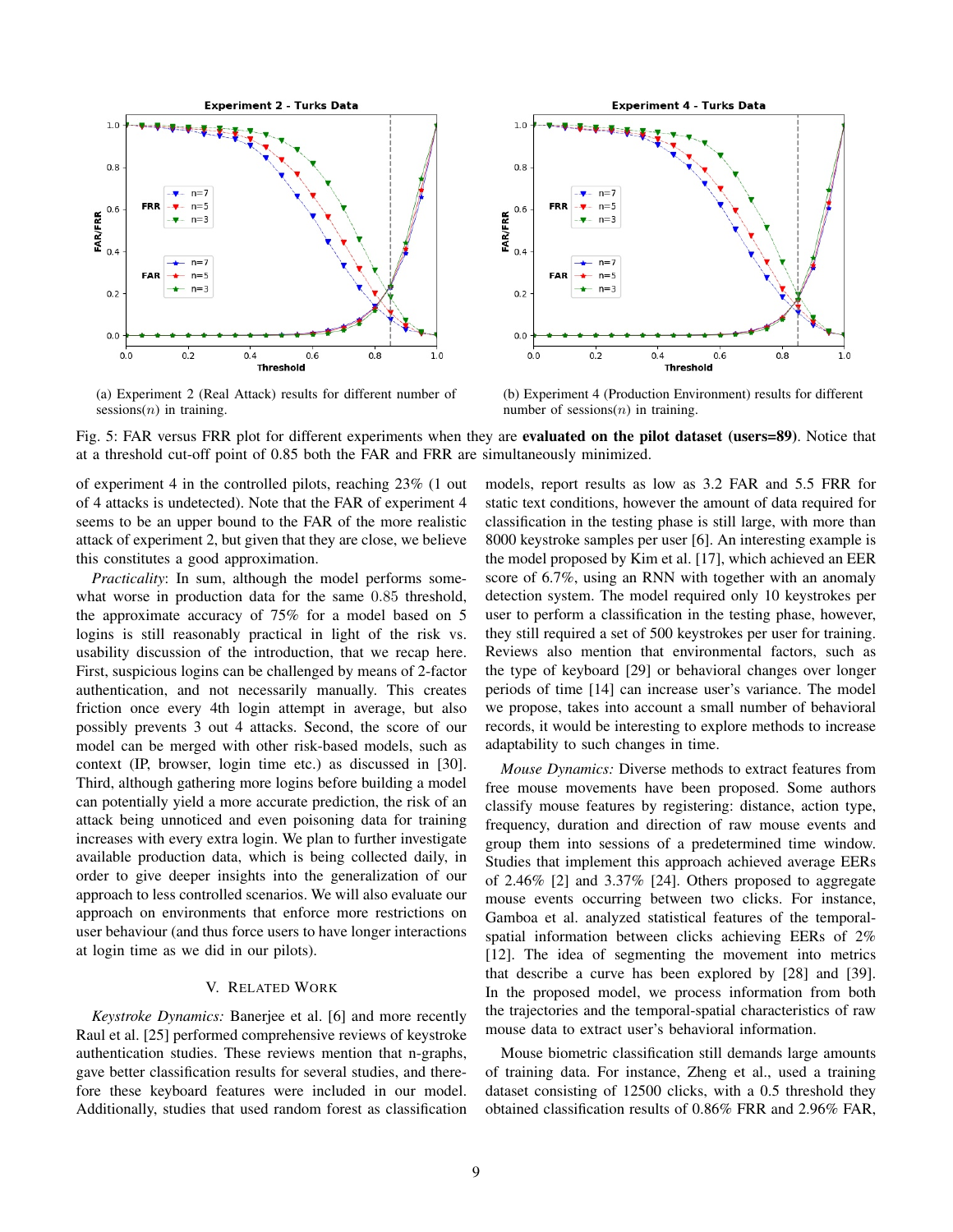(a) Experiment 2 (Real Attack) results for different number of sessions($n$) in training.

(b) Experiment 4 (Production Environment) results for different number of sessions($n$) in training.

Fig. 5: FAR versus FRR plot for different experiments when they are **evaluated on the pilot dataset (users=89)**. Notice that at a threshold cut-off point of 0.85 both the FAR and FRR are simultaneously minimized.

of experiment 4 in the controlled pilots, reaching 23% (1 out of 4 attacks is undetected). Note that the FAR of experiment 4 seems to be an upper bound to the FAR of the more realistic attack of experiment 2, but given that they are close, we believe this constitutes a good approximation.

*Practicality*: In sum, although the model performs somewhat worse in production data for the same 0.85 threshold, the approximate accuracy of 75% for a model based on 5 logins is still reasonably practical in light of the risk vs. usability discussion of the introduction, that we recap here. First, suspicious logins can be challenged by means of 2-factor authentication, and not necessarily manually. This creates friction once every 4th login attempt in average, but also possibly prevents 3 out 4 attacks. Second, the score of our model can be merged with other risk-based models, such as context (IP, browser, login time etc.) as discussed in [30]. Third, although gathering more logins before building a model can potentially yield a more accurate prediction, the risk of an attack being unnoticed and even poisoning data for training increases with every extra login. We plan to further investigate available production data, which is being collected daily, in order to give deeper insights into the generalization of our approach to less controlled scenarios. We will also evaluate our approach on environments that enforce more restrictions on user behaviour (and thus force users to have longer interactions at login time as we did in our pilots).

## V. Related Work

*Keystroke Dynamics:* Banerjee et al. [6] and more recently Raul et al. [25] performed comprehensive reviews of keystroke authentication studies. These reviews mention that n-graphs, gave better classification results for several studies, and therefore these keyboard features were included in our model. Additionally, studies that used random forest as classification models, report results as low as 3.2 FAR and 5.5 FRR for static text conditions, however the amount of data required for classification in the testing phase is still large, with more than 8000 keystroke samples per user [6]. An interesting example is the model proposed by Kim et al. [17], which achieved an EER score of 6.7%, using an RNN with together with an anomaly detection system. The model required only 10 keystrokes per user to perform a classification in the testing phase, however, they still required a set of 500 keystrokes per user for training. Reviews also mention that environmental factors, such as the type of keyboard [29] or behavioral changes over longer periods of time [14] can increase user's variance. The model we propose, takes into account a small number of behavioral records, it would be interesting to explore methods to increase adaptability to such changes in time.

*Mouse Dynamics:* Diverse methods to extract features from free mouse movements have been proposed. Some authors classify mouse features by registering: distance, action type, frequency, duration and direction of raw mouse events and group them into sessions of a predetermined time window. Studies that implement this approach achieved average EERs of 2.46% [2] and 3.37% [24]. Others proposed to aggregate mouse events occurring between two clicks. For instance, Gamboa et al. analyzed statistical features of the temporal-spatial information between clicks achieving EERs of 2% [12]. The idea of segmenting the movement into metrics that describe a curve has been explored by [28] and [39]. In the proposed model, we process information from both the trajectories and the temporal-spatial characteristics of raw mouse data to extract user's behavioral information.

Mouse biometric classification still demands large amounts of training data. For instance, Zheng et al., used a training dataset consisting of 12500 clicks, with a 0.5 threshold they obtained classification results of 0.86% FRR and 2.96% FAR,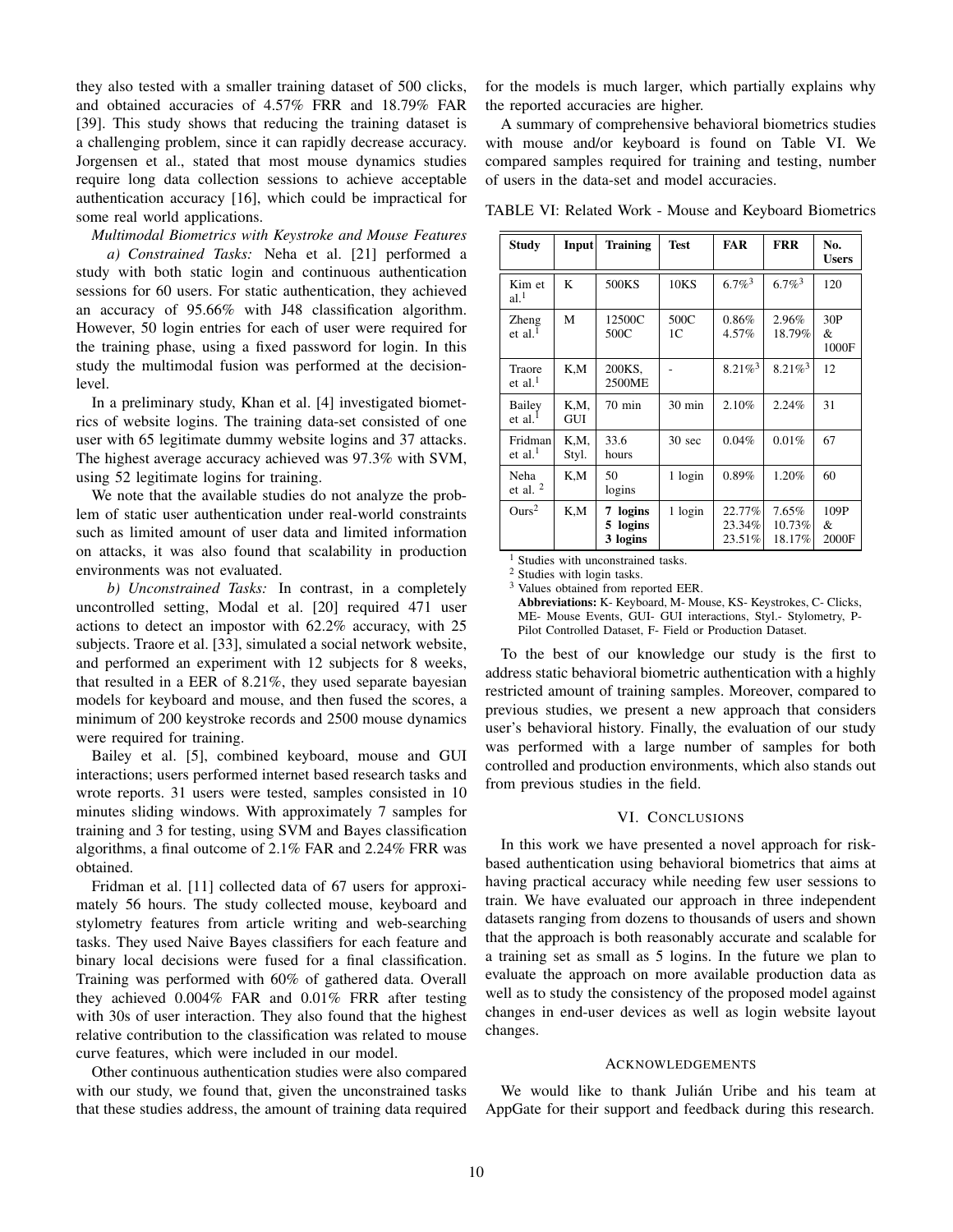they also tested with a smaller training dataset of 500 clicks, and obtained accuracies of 4.57% FRR and 18.79% FAR [39]. This study shows that reducing the training dataset is a challenging problem, since it can rapidly decrease accuracy. Jorgensen et al., stated that most mouse dynamics studies require long data collection sessions to achieve acceptable authentication accuracy [16], which could be impractical for some real world applications.

*Multimodal Biometrics with Keystroke and Mouse Features*

*a) Constrained Tasks:* Neha et al. [21] performed a study with both static login and continuous authentication sessions for 60 users. For static authentication, they achieved an accuracy of 95.66% with J48 classification algorithm. However, 50 login entries for each user were required for the training phase, using a fixed password for login. In this study the multimodal fusion was performed at the decision-level.

In a preliminary study, Khan et al. [4] investigated biometrics of website logins. The training data-set consisted of one user with 65 legitimate dummy website logins and 37 attacks. The highest average accuracy achieved was 97.3% with SVM, using 52 legitimate logins for training.

We note that the available studies do not analyze the problem of static user authentication under real-world constraints such as limited amount of user data and limited information on attacks, it was also found that scalability in production environments was not evaluated.

*b) Unconstrained Tasks:* In contrast, in a completely uncontrolled setting, Modal et al. [20] required 471 user actions to detect an impostor with 62.2% accuracy, with 25 subjects. Traore et al. [33], simulated a social network website, and performed an experiment with 12 subjects for 8 weeks, that resulted in a EER of 8.21%, they used separate bayesian models for keyboard and mouse, and then fused the scores, a minimum of 200 keystroke records and 2500 mouse dynamics were required for training.

Bailey et al. [5], combined keyboard, mouse and GUI interactions; users performed internet based research tasks and wrote reports. 31 users were tested, samples consisted in 10 minutes sliding windows. With approximately 7 samples for training and 3 for testing, using SVM and Bayes classification algorithms, a final outcome of 2.1% FAR and 2.24% FRR was obtained.

Fridman et al. [11] collected data of 67 users for approximately 56 hours. The study collected mouse, keyboard and stylometry features from article writing and web-searching tasks. They used Naive Bayes classifiers for each feature and binary local decisions were fused for a final classification. Training was performed with 60% of gathered data. Overall they achieved 0.004% FAR and 0.01% FRR after testing with 30s of user interaction. They also found that the highest relative contribution to the classification was related to mouse curve features, which were included in our model.

Other continuous authentication studies were also compared with our study, we found that, given the unconstrained tasks that these studies address, the amount of training data required for the models is much larger, which partially explains why the reported accuracies are higher.

A summary of comprehensive behavioral biometrics studies with mouse and/or keyboard is found on Table VI. We compared samples required for training and testing, number of users in the data-set and model accuracies.

TABLE VI: Related Work - Mouse and Keyboard Biometrics

| Study | Input | Training | Test | FAR | FRR | No. Users |
|---|---|---|---|---|---|---|
| Kim et al.[1] | K | 500KS | 10KS | 6.7%[3] | 6.7%[3] | 120 |
| Zheng et al.[1] | M | 12500C 500C | 500C 1C | 0.86% 4.57% | 2.96% 18.79% | 30P & 1000F |
| Traore et al.[1] | K,M | 200KS, 2500ME | - | 8.21%[3] | 8.21%[3] | 12 |
| Bailey et al.[1] | K,M, GUI | 70 min | 30 min | 2.10% | 2.24% | 31 |
| Fridman et al.[1] | K,M, Styl. | 33.6 hours | 30 sec | 0.04% | 0.01% | 67 |
| Neha et al. [2] | K,M | 50 logins | 1 login | 0.89% | 1.20% | 60 |
| Ours[2] | K,M | **7 logins** **5 logins** **3 logins** | 1 login | 22.77% 23.34% 23.51% | 7.65% 10.73% 18.17% | 109P & 2000F |

[1] Studies with unconstrained tasks.
[2] Studies with login tasks.
[3] Values obtained from reported EER.
**Abbreviations:** K- Keyboard, M- Mouse, KS- Keystrokes, C- Clicks, ME- Mouse Events, GUI- GUI interactions, Styl.- Stylometry, P- Pilot Controlled Dataset, F- Field or Production Dataset.

To the best of our knowledge our study is the first to address static behavioral biometric authentication with a highly restricted amount of training samples. Moreover, compared to previous studies, we present a new approach that considers user's behavioral history. Finally, the evaluation of our study was performed with a large number of samples for both controlled and production environments, which also stands out from previous studies in the field.

## VI. Conclusions

In this work we have presented a novel approach for risk-based authentication using behavioral biometrics that aims at having practical accuracy while needing few user sessions to train. We have evaluated our approach in three independent datasets ranging from dozens to thousands of users and shown that the approach is both reasonably accurate and scalable for a training set as small as 5 logins. In the future we plan to evaluate the approach on more available production data as well as to study the consistency of the proposed model against changes in end-user devices as well as login website layout changes.

## Acknowledgements

We would like to thank Julián Uribe and his team at AppGate for their support and feedback during this research.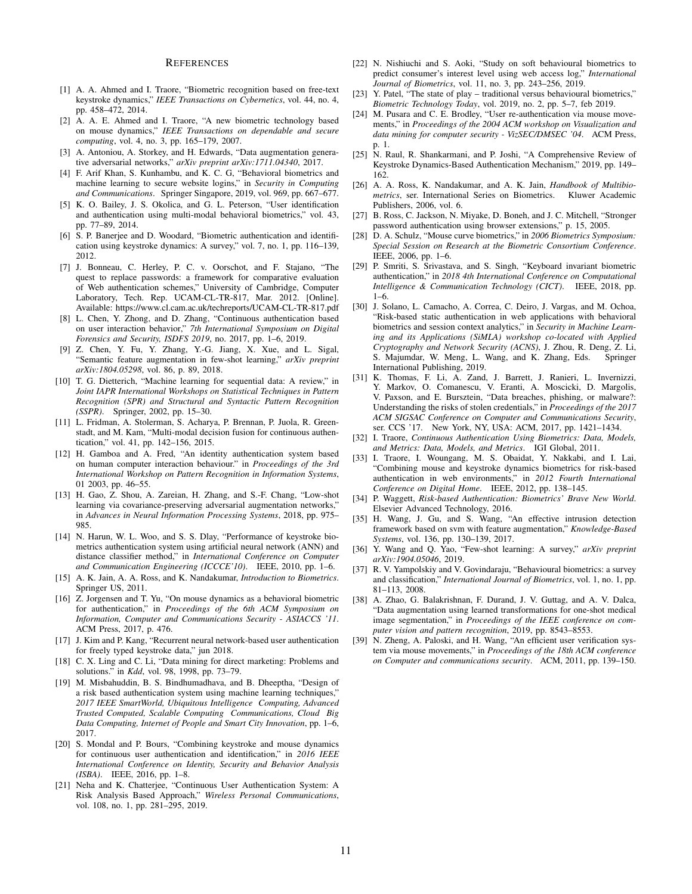# References

[1] A. A. Ahmed and I. Traore, "Biometric recognition based on free-text keystroke dynamics," *IEEE Transactions on Cybernetics*, vol. 44, no. 4, pp. 458–472, 2014.

[2] A. A. E. Ahmed and I. Traore, "A new biometric technology based on mouse dynamics," *IEEE Transactions on dependable and secure computing*, vol. 4, no. 3, pp. 165–179, 2007.

[3] A. Antoniou, A. Storkey, and H. Edwards, "Data augmentation generative adversarial networks," *arXiv preprint arXiv:1711.04340*, 2017.

[4] F. Arif Khan, S. Kunhambu, and K. C. G, "Behavioral biometrics and machine learning to secure website logins," in *Security in Computing and Communications*. Springer Singapore, 2019, vol. 969, pp. 667–677.

[5] K. O. Bailey, J. S. Okolica, and G. L. Peterson, "User identification and authentication using multi-modal behavioral biometrics," vol. 43, pp. 77–89, 2014.

[6] S. P. Banerjee and D. Woodard, "Biometric authentication and identification using keystroke dynamics: A survey," vol. 7, no. 1, pp. 116–139, 2012.

[7] J. Bonneau, C. Herley, P. C. v. Oorschot, and F. Stajano, "The quest to replace passwords: a framework for comparative evaluation of Web authentication schemes," University of Cambridge, Computer Laboratory, Tech. Rep. UCAM-CL-TR-817, Mar. 2012. [Online]. Available: https://www.cl.cam.ac.uk/techreports/UCAM-CL-TR-817.pdf

[8] L. Chen, Y. Zhong, and D. Zhang, "Continuous authentication based on user interaction behavior," *7th International Symposium on Digital Forensics and Security, ISDFS 2019*, no. 2017, pp. 1–6, 2019.

[9] Z. Chen, Y. Fu, Y. Zhang, Y.-G. Jiang, X. Xue, and L. Sigal, "Semantic feature augmentation in few-shot learning," *arXiv preprint arXiv:1804.05298*, vol. 86, p. 89, 2018.

[10] T. G. Dietterich, "Machine learning for sequential data: A review," in *Joint IAPR International Workshops on Statistical Techniques in Pattern Recognition (SPR) and Structural and Syntactic Pattern Recognition (SSPR)*. Springer, 2002, pp. 15–30.

[11] L. Fridman, A. Stolerman, S. Acharya, P. Brennan, P. Juola, R. Greenstadt, and M. Kam, "Multi-modal decision fusion for continuous authentication," vol. 41, pp. 142–156, 2015.

[12] H. Gamboa and A. Fred, "An identity authentication system based on human computer interaction behaviour." in *Proceedings of the 3rd International Workshop on Pattern Recognition in Information Systems*, 01 2003, pp. 46–55.

[13] H. Gao, Z. Shou, A. Zareian, H. Zhang, and S.-F. Chang, "Low-shot learning via covariance-preserving adversarial augmentation networks," in *Advances in Neural Information Processing Systems*, 2018, pp. 975–985.

[14] N. Harun, W. L. Woo, and S. S. Dlay, "Performance of keystroke biometrics authentication system using artificial neural network (ANN) and distance classifier method," in *International Conference on Computer and Communication Engineering (ICCCE'10)*. IEEE, 2010, pp. 1–6.

[15] A. K. Jain, A. A. Ross, and K. Nandakumar, *Introduction to Biometrics*. Springer US, 2011.

[16] Z. Jorgensen and T. Yu, "On mouse dynamics as a behavioral biometric for authentication," in *Proceedings of the 6th ACM Symposium on Information, Computer and Communications Security - ASIACCS '11*. ACM Press, 2017, p. 476.

[17] J. Kim and P. Kang, "Recurrent neural network-based user authentication for freely typed keystroke data," jun 2018.

[18] C. X. Ling and C. Li, "Data mining for direct marketing: Problems and solutions." in *Kdd*, vol. 98, 1998, pp. 73–79.

[19] M. Misbahuddin, B. S. Bindhumadhava, and B. Dheeptha, "Design of a risk based authentication system using machine learning techniques," *2017 IEEE SmartWorld, Ubiquitous Intelligence Computing, Advanced Trusted Computed, Scalable Computing Communications, Cloud Big Data Computing, Internet of People and Smart City Innovation*, pp. 1–6, 2017.

[20] S. Mondal and P. Bours, "Combining keystroke and mouse dynamics for continuous user authentication and identification," in *2016 IEEE International Conference on Identity, Security and Behavior Analysis (ISBA)*. IEEE, 2016, pp. 1–8.

[21] Neha and K. Chatterjee, "Continuous User Authentication System: A Risk Analysis Based Approach," *Wireless Personal Communications*, vol. 108, no. 1, pp. 281–295, 2019.

[22] N. Nishiuchi and S. Aoki, "Study on soft behavioural biometrics to predict consumer's interest level using web access log," *International Journal of Biometrics*, vol. 11, no. 3, pp. 243–256, 2019.

[23] Y. Patel, "The state of play – traditional versus behavioural biometrics," *Biometric Technology Today*, vol. 2019, no. 2, pp. 5–7, feb 2019.

[24] M. Pusara and C. E. Brodley, "User re-authentication via mouse movements," in *Proceedings of the 2004 ACM workshop on Visualization and data mining for computer security - VizSEC/DMSEC '04*. ACM Press, p. 1.

[25] N. Raul, R. Shankarmani, and P. Joshi, "A Comprehensive Review of Keystroke Dynamics-Based Authentication Mechanism," 2019, pp. 149–162.

[26] A. A. Ross, K. Nandakumar, and A. K. Jain, *Handbook of Multibiometrics*, ser. International Series on Biometrics. Kluwer Academic Publishers, 2006, vol. 6.

[27] B. Ross, C. Jackson, N. Miyake, D. Boneh, and J. C. Mitchell, "Stronger password authentication using browser extensions," p. 15, 2005.

[28] D. A. Schulz, "Mouse curve biometrics," in *2006 Biometrics Symposium: Special Session on Research at the Biometric Consortium Conference*. IEEE, 2006, pp. 1–6.

[29] P. Smriti, S. Srivastava, and S. Singh, "Keyboard invariant biometric authentication," in *2018 4th International Conference on Computational Intelligence & Communication Technology (CICT)*. IEEE, 2018, pp. 1–6.

[30] J. Solano, L. Camacho, A. Correa, C. Deiro, J. Vargas, and M. Ochoa, "Risk-based static authentication in web applications with behavioral biometrics and session context analytics," in *Security in Machine Learning and its Applications (SiMLA) workshop co-located with Applied Cryptography and Network Security (ACNS)*, J. Zhou, R. Deng, Z. Li, S. Majumdar, W. Meng, L. Wang, and K. Zhang, Eds. Springer International Publishing, 2019.

[31] K. Thomas, F. Li, A. Zand, J. Barrett, J. Ranieri, L. Invernizzi, Y. Markov, O. Comanescu, V. Eranti, A. Moscicki, D. Margolis, V. Paxson, and E. Bursztein, "Data breaches, phishing, or malware?: Understanding the risks of stolen credentials," in *Proceedings of the 2017 ACM SIGSAC Conference on Computer and Communications Security*, ser. CCS '17. New York, NY, USA: ACM, 2017, pp. 1421–1434.

[32] I. Traore, *Continuous Authentication Using Biometrics: Data, Models, and Metrics: Data, Models, and Metrics*. IGI Global, 2011.

[33] I. Traore, I. Woungang, M. S. Obaidat, Y. Nakkabi, and I. Lai, "Combining mouse and keystroke dynamics biometrics for risk-based authentication in web environments," in *2012 Fourth International Conference on Digital Home*. IEEE, 2012, pp. 138–145.

[34] P. Waggett, *Risk-based Authentication: Biometrics' Brave New World*. Elsevier Advanced Technology, 2016.

[35] H. Wang, J. Gu, and S. Wang, "An effective intrusion detection framework based on svm with feature augmentation," *Knowledge-Based Systems*, vol. 136, pp. 130–139, 2017.

[36] Y. Wang and Q. Yao, "Few-shot learning: A survey," *arXiv preprint arXiv:1904.05046*, 2019.

[37] R. V. Yampolskiy and V. Govindaraju, "Behavioural biometrics: a survey and classification," *International Journal of Biometrics*, vol. 1, no. 1, pp. 81–113, 2008.

[38] A. Zhao, G. Balakrishnan, F. Durand, J. V. Guttag, and A. V. Dalca, "Data augmentation using learned transformations for one-shot medical image segmentation," in *Proceedings of the IEEE conference on computer vision and pattern recognition*, 2019, pp. 8543–8553.

[39] N. Zheng, A. Paloski, and H. Wang, "An efficient user verification system via mouse movements," in *Proceedings of the 18th ACM conference on Computer and communications security*. ACM, 2011, pp. 139–150.